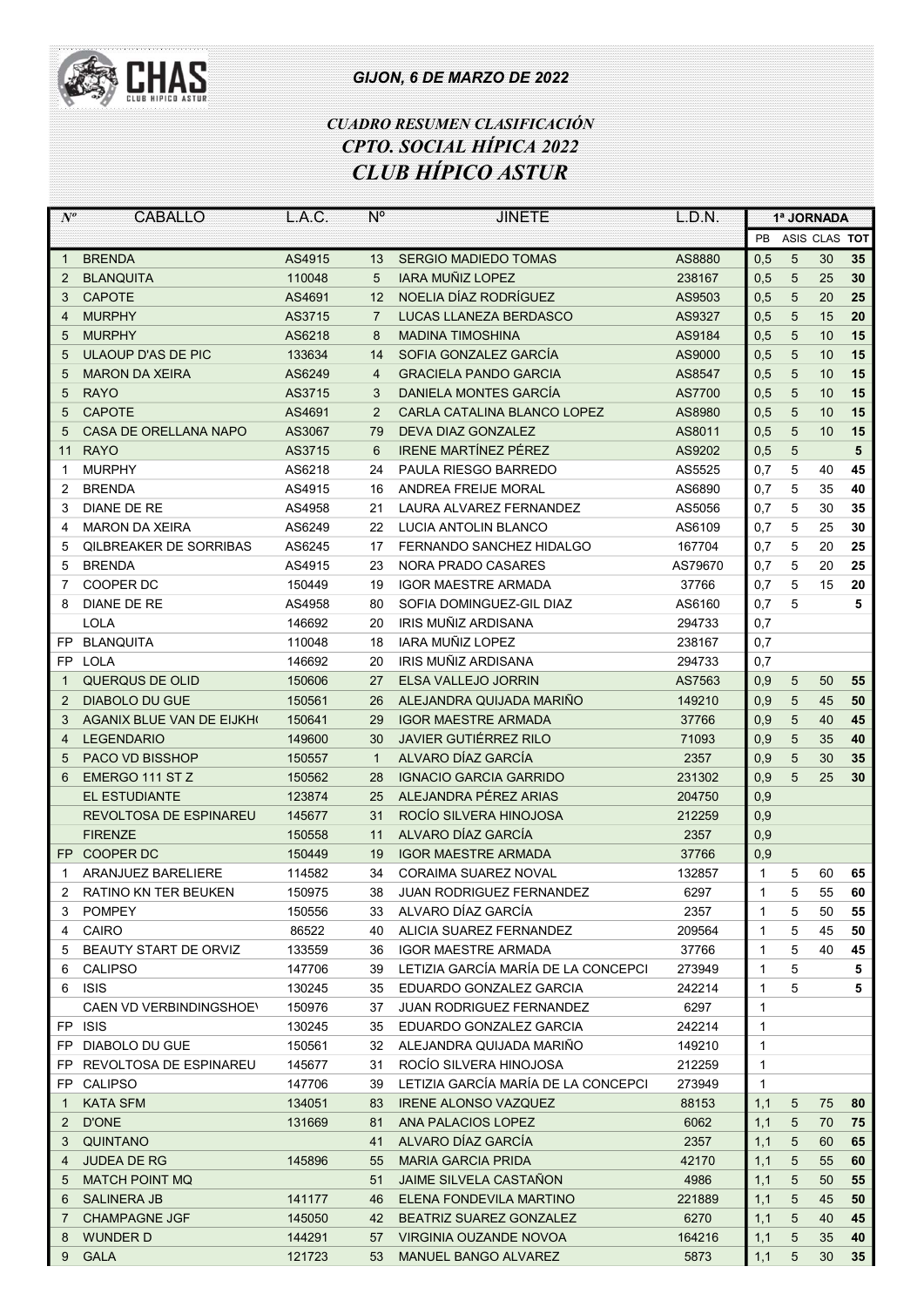GIJON, 6 DE MARZO DE 2022

### *CUADRO RESUMEN CLASIFICACIÓN*
### *CPTO. SOCIAL HÍPICA 2022*
## *CLUB HÍPICO ASTUR*

| Nº | CABALLO | L.A.C. | Nº | JINETE | L.D.N. | 1ª JORNADA | | | |
|---|---|---|---|---|---|---|---|---|---|
| | | | | | | PB | ASIS | CLAS | TOT |
| 1 | BRENDA | AS4915 | 13 | SERGIO MADIEDO TOMAS | AS8880 | 0,5 | 5 | 30 | **35** |
| 2 | BLANQUITA | 110048 | 5 | IARA MUÑIZ LOPEZ | 238167 | 0,5 | 5 | 25 | **30** |
| 3 | CAPOTE | AS4691 | 12 | NOELIA DÍAZ RODRÍGUEZ | AS9503 | 0,5 | 5 | 20 | **25** |
| 4 | MURPHY | AS3715 | 7 | LUCAS LLANEZA BERDASCO | AS9327 | 0,5 | 5 | 15 | **20** |
| 5 | MURPHY | AS6218 | 8 | MADINA TIMOSHINA | AS9184 | 0,5 | 5 | 10 | **15** |
| 5 | ULAOUP D'AS DE PIC | 133634 | 14 | SOFIA GONZALEZ GARCÍA | AS9000 | 0,5 | 5 | 10 | **15** |
| 5 | MARON DA XEIRA | AS6249 | 4 | GRACIELA PANDO GARCIA | AS8547 | 0,5 | 5 | 10 | **15** |
| 5 | RAYO | AS3715 | 3 | DANIELA MONTES GARCÍA | AS7700 | 0,5 | 5 | 10 | **15** |
| 5 | CAPOTE | AS4691 | 2 | CARLA CATALINA BLANCO LOPEZ | AS8980 | 0,5 | 5 | 10 | **15** |
| 5 | CASA DE ORELLANA NAPO | AS3067 | 79 | DEVA DIAZ GONZALEZ | AS8011 | 0,5 | 5 | 10 | **15** |
| 11 | RAYO | AS3715 | 6 | IRENE MARTÍNEZ PÉREZ | AS9202 | 0,5 | 5 | | **5** |
| 1 | MURPHY | AS6218 | 24 | PAULA RIESGO BARREDO | AS5525 | 0,7 | 5 | 40 | **45** |
| 2 | BRENDA | AS4915 | 16 | ANDREA FREIJE MORAL | AS6890 | 0,7 | 5 | 35 | **40** |
| 3 | DIANE DE RE | AS4958 | 21 | LAURA ALVAREZ FERNANDEZ | AS5056 | 0,7 | 5 | 30 | **35** |
| 4 | MARON DA XEIRA | AS6249 | 22 | LUCIA ANTOLIN BLANCO | AS6109 | 0,7 | 5 | 25 | **30** |
| 5 | QILBREAKER DE SORRIBAS | AS6245 | 17 | FERNANDO SANCHEZ HIDALGO | 167704 | 0,7 | 5 | 20 | **25** |
| 5 | BRENDA | AS4915 | 23 | NORA PRADO CASARES | AS79670 | 0,7 | 5 | 20 | **25** |
| 7 | COOPER DC | 150449 | 19 | IGOR MAESTRE ARMADA | 37766 | 0,7 | 5 | 15 | **20** |
| 8 | DIANE DE RE | AS4958 | 80 | SOFIA DOMINGUEZ-GIL DIAZ | AS6160 | 0,7 | 5 | | **5** |
| | LOLA | 146692 | 20 | IRIS MUÑIZ ARDISANA | 294733 | 0,7 | | | |
| FP | BLANQUITA | 110048 | 18 | IARA MUÑIZ LOPEZ | 238167 | 0,7 | | | |
| FP | LOLA | 146692 | 20 | IRIS MUÑIZ ARDISANA | 294733 | 0,7 | | | |
| 1 | QUERQUS DE OLID | 150606 | 27 | ELSA VALLEJO JORRIN | AS7563 | 0,9 | 5 | 50 | **55** |
| 2 | DIABOLO DU GUE | 150561 | 26 | ALEJANDRA QUIJADA MARIÑO | 149210 | 0,9 | 5 | 45 | **50** |
| 3 | AGANIX BLUE VAN DE EIJKH | 150641 | 29 | IGOR MAESTRE ARMADA | 37766 | 0,9 | 5 | 40 | **45** |
| 4 | LEGENDARIO | 149600 | 30 | JAVIER GUTIÉRREZ RILO | 71093 | 0,9 | 5 | 35 | **40** |
| 5 | PACO VD BISSHOP | 150557 | 1 | ALVARO DÍAZ GARCÍA | 2357 | 0,9 | 5 | 30 | **35** |
| 6 | EMERGO 111 ST Z | 150562 | 28 | IGNACIO GARCIA GARRIDO | 231302 | 0,9 | 5 | 25 | **30** |
| | EL ESTUDIANTE | 123874 | 25 | ALEJANDRA PÉREZ ARIAS | 204750 | 0,9 | | | |
| | REVOLTOSA DE ESPINAREU | 145677 | 31 | ROCÍO SILVERA HINOJOSA | 212259 | 0,9 | | | |
| | FIRENZE | 150558 | 11 | ALVARO DÍAZ GARCÍA | 2357 | 0,9 | | | |
| FP | COOPER DC | 150449 | 19 | IGOR MAESTRE ARMADA | 37766 | 0,9 | | | |
| 1 | ARANJUEZ BARELIERE | 114582 | 34 | CORAIMA SUAREZ NOVAL | 132857 | 1 | 5 | 60 | **65** |
| 2 | RATINO KN TER BEUKEN | 150975 | 38 | JUAN RODRIGUEZ FERNANDEZ | 6297 | 1 | 5 | 55 | **60** |
| 3 | POMPEY | 150556 | 33 | ALVARO DÍAZ GARCÍA | 2357 | 1 | 5 | 50 | **55** |
| 4 | CAIRO | 86522 | 40 | ALICIA SUAREZ FERNANDEZ | 209564 | 1 | 5 | 45 | **50** |
| 5 | BEAUTY START DE ORVIZ | 133559 | 36 | IGOR MAESTRE ARMADA | 37766 | 1 | 5 | 40 | **45** |
| 6 | CALIPSO | 147706 | 39 | LETIZIA GARCÍA MARÍA DE LA CONCEPCI | 273949 | 1 | 5 | | **5** |
| 6 | ISIS | 130245 | 35 | EDUARDO GONZALEZ GARCIA | 242214 | 1 | 5 | | **5** |
| | CAEN VD VERBINDINGSHOE\ | 150976 | 37 | JUAN RODRIGUEZ FERNANDEZ | 6297 | 1 | | | |
| FP | ISIS | 130245 | 35 | EDUARDO GONZALEZ GARCIA | 242214 | 1 | | | |
| FP | DIABOLO DU GUE | 150561 | 32 | ALEJANDRA QUIJADA MARIÑO | 149210 | 1 | | | |
| FP | REVOLTOSA DE ESPINAREU | 145677 | 31 | ROCÍO SILVERA HINOJOSA | 212259 | 1 | | | |
| FP | CALIPSO | 147706 | 39 | LETIZIA GARCÍA MARÍA DE LA CONCEPCI | 273949 | 1 | | | |
| 1 | KATA SFM | 134051 | 83 | IRENE ALONSO VAZQUEZ | 88153 | 1,1 | 5 | 75 | **80** |
| 2 | D'ONE | 131669 | 81 | ANA PALACIOS LOPEZ | 6062 | 1,1 | 5 | 70 | **75** |
| 3 | QUINTANO | | 41 | ALVARO DÍAZ GARCÍA | 2357 | 1,1 | 5 | 60 | **65** |
| 4 | JUDEA DE RG | 145896 | 55 | MARIA GARCIA PRIDA | 42170 | 1,1 | 5 | 55 | **60** |
| 5 | MATCH POINT MQ | | 51 | JAIME SILVELA CASTAÑON | 4986 | 1,1 | 5 | 50 | **55** |
| 6 | SALINERA JB | 141177 | 46 | ELENA FONDEVILA MARTINO | 221889 | 1,1 | 5 | 45 | **50** |
| 7 | CHAMPAGNE JGF | 145050 | 42 | BEATRIZ SUAREZ GONZALEZ | 6270 | 1,1 | 5 | 40 | **45** |
| 8 | WUNDER D | 144291 | 57 | VIRGINIA OUZANDE NOVOA | 164216 | 1,1 | 5 | 35 | **40** |
| 9 | GALA | 121723 | 53 | MANUEL BANGO ALVAREZ | 5873 | 1,1 | 5 | 30 | **35** |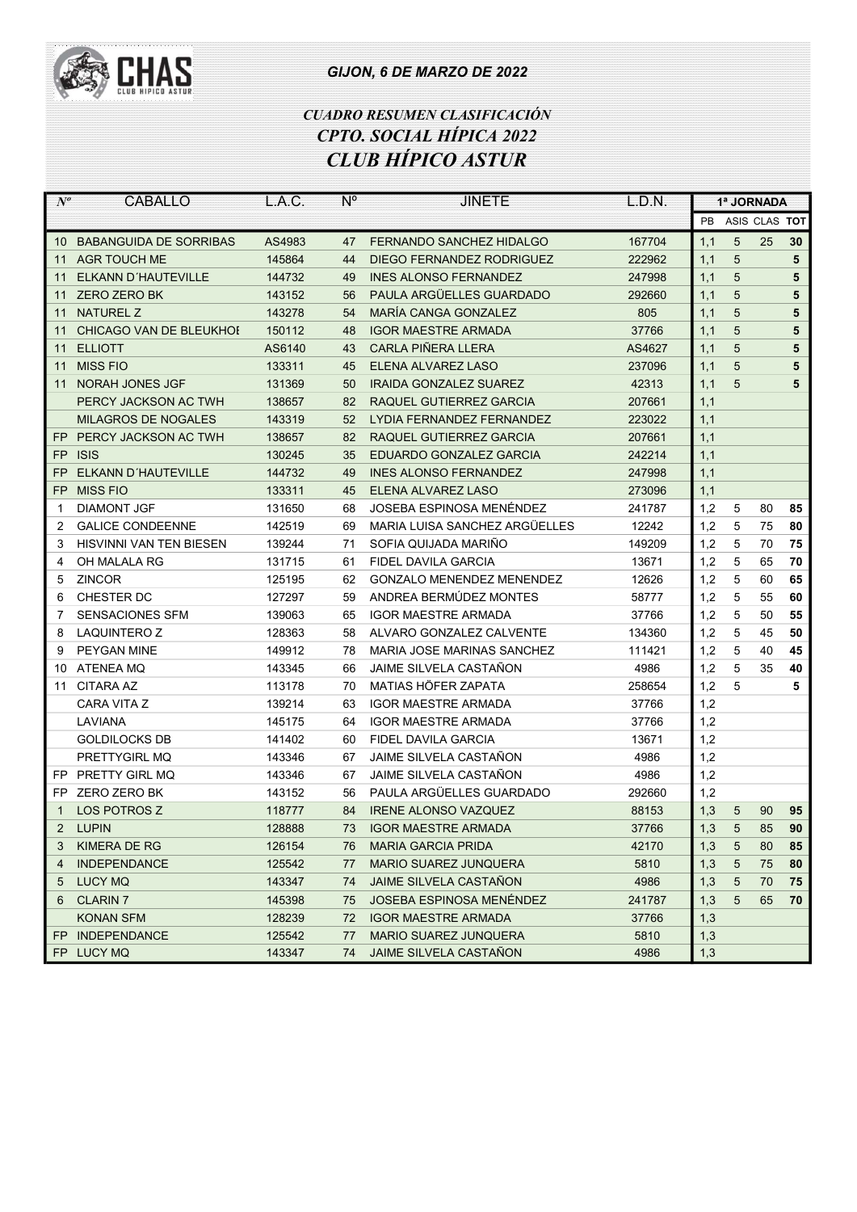*GIJON, 6 DE MARZO DE 2022*

### *CUADRO RESUMEN CLASIFICACIÓN*
### *CPTO. SOCIAL HÍPICA 2022*
## *CLUB HÍPICO ASTUR*

| Nº | CABALLO | L.A.C. | Nº | JINETE | L.D.N. | 1ª JORNADA | | | |
|---|---|---|---|---|---|---|---|---|---|
| | | | | | | PB | ASIS | CLAS | **TOT** |
| 10 | BABANGUIDA DE SORRIBAS | AS4983 | 47 | FERNANDO SANCHEZ HIDALGO | 167704 | 1,1 | 5 | 25 | **30** |
| 11 | AGR TOUCH ME | 145864 | 44 | DIEGO FERNANDEZ RODRIGUEZ | 222962 | 1,1 | 5 | | **5** |
| 11 | ELKANN D´HAUTEVILLE | 144732 | 49 | INES ALONSO FERNANDEZ | 247998 | 1,1 | 5 | | **5** |
| 11 | ZERO ZERO BK | 143152 | 56 | PAULA ARGÜELLES GUARDADO | 292660 | 1,1 | 5 | | **5** |
| 11 | NATUREL Z | 143278 | 54 | MARÍA CANGA GONZALEZ | 805 | 1,1 | 5 | | **5** |
| 11 | CHICAGO VAN DE BLEUKHOI | 150112 | 48 | IGOR MAESTRE ARMADA | 37766 | 1,1 | 5 | | **5** |
| 11 | ELLIOTT | AS6140 | 43 | CARLA PIÑERA LLERA | AS4627 | 1,1 | 5 | | **5** |
| 11 | MISS FIO | 133311 | 45 | ELENA ALVAREZ LASO | 237096 | 1,1 | 5 | | **5** |
| 11 | NORAH JONES JGF | 131369 | 50 | IRAIDA GONZALEZ SUAREZ | 42313 | 1,1 | 5 | | **5** |
| | PERCY JACKSON AC TWH | 138657 | 82 | RAQUEL GUTIERREZ GARCIA | 207661 | 1,1 | | | |
| | MILAGROS DE NOGALES | 143319 | 52 | LYDIA FERNANDEZ FERNANDEZ | 223022 | 1,1 | | | |
| FP | PERCY JACKSON AC TWH | 138657 | 82 | RAQUEL GUTIERREZ GARCIA | 207661 | 1,1 | | | |
| FP | ISIS | 130245 | 35 | EDUARDO GONZALEZ GARCIA | 242214 | 1,1 | | | |
| FP | ELKANN D´HAUTEVILLE | 144732 | 49 | INES ALONSO FERNANDEZ | 247998 | 1,1 | | | |
| FP | MISS FIO | 133311 | 45 | ELENA ALVAREZ LASO | 273096 | 1,1 | | | |
| 1 | DIAMONT JGF | 131650 | 68 | JOSEBA ESPINOSA MENÉNDEZ | 241787 | 1,2 | 5 | 80 | **85** |
| 2 | GALICE CONDEENNE | 142519 | 69 | MARIA LUISA SANCHEZ ARGÜELLES | 12242 | 1,2 | 5 | 75 | **80** |
| 3 | HISVINNI VAN TEN BIESEN | 139244 | 71 | SOFIA QUIJADA MARIÑO | 149209 | 1,2 | 5 | 70 | **75** |
| 4 | OH MALALA RG | 131715 | 61 | FIDEL DAVILA GARCIA | 13671 | 1,2 | 5 | 65 | **70** |
| 5 | ZINCOR | 125195 | 62 | GONZALO MENENDEZ MENENDEZ | 12626 | 1,2 | 5 | 60 | **65** |
| 6 | CHESTER DC | 127297 | 59 | ANDREA BERMÚDEZ MONTES | 58777 | 1,2 | 5 | 55 | **60** |
| 7 | SENSACIONES SFM | 139063 | 65 | IGOR MAESTRE ARMADA | 37766 | 1,2 | 5 | 50 | **55** |
| 8 | LAQUINTERO Z | 128363 | 58 | ALVARO GONZALEZ CALVENTE | 134360 | 1,2 | 5 | 45 | **50** |
| 9 | PEYGAN MINE | 149912 | 78 | MARIA JOSE MARINAS SANCHEZ | 111421 | 1,2 | 5 | 40 | **45** |
| 10 | ATENEA MQ | 143345 | 66 | JAIME SILVELA CASTAÑON | 4986 | 1,2 | 5 | 35 | **40** |
| 11 | CITARA AZ | 113178 | 70 | MATIAS HÖFER ZAPATA | 258654 | 1,2 | 5 | | **5** |
| | CARA VITA Z | 139214 | 63 | IGOR MAESTRE ARMADA | 37766 | 1,2 | | | |
| | LAVIANA | 145175 | 64 | IGOR MAESTRE ARMADA | 37766 | 1,2 | | | |
| | GOLDILOCKS DB | 141402 | 60 | FIDEL DAVILA GARCIA | 13671 | 1,2 | | | |
| | PRETTYGIRL MQ | 143346 | 67 | JAIME SILVELA CASTAÑON | 4986 | 1,2 | | | |
| FP | PRETTY GIRL MQ | 143346 | 67 | JAIME SILVELA CASTAÑON | 4986 | 1,2 | | | |
| FP | ZERO ZERO BK | 143152 | 56 | PAULA ARGÜELLES GUARDADO | 292660 | 1,2 | | | |
| 1 | LOS POTROS Z | 118777 | 84 | IRENE ALONSO VAZQUEZ | 88153 | 1,3 | 5 | 90 | **95** |
| 2 | LUPIN | 128888 | 73 | IGOR MAESTRE ARMADA | 37766 | 1,3 | 5 | 85 | **90** |
| 3 | KIMERA DE RG | 126154 | 76 | MARIA GARCIA PRIDA | 42170 | 1,3 | 5 | 80 | **85** |
| 4 | INDEPENDANCE | 125542 | 77 | MARIO SUAREZ JUNQUERA | 5810 | 1,3 | 5 | 75 | **80** |
| 5 | LUCY MQ | 143347 | 74 | JAIME SILVELA CASTAÑON | 4986 | 1,3 | 5 | 70 | **75** |
| 6 | CLARIN 7 | 145398 | 75 | JOSEBA ESPINOSA MENÉNDEZ | 241787 | 1,3 | 5 | 65 | **70** |
| | KONAN SFM | 128239 | 72 | IGOR MAESTRE ARMADA | 37766 | 1,3 | | | |
| FP | INDEPENDANCE | 125542 | 77 | MARIO SUAREZ JUNQUERA | 5810 | 1,3 | | | |
| FP | LUCY MQ | 143347 | 74 | JAIME SILVELA CASTAÑON | 4986 | 1,3 | | | |